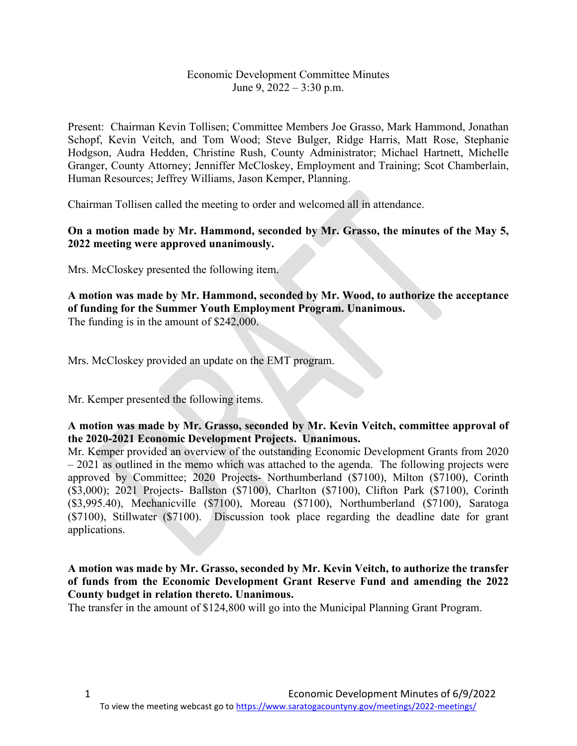Economic Development Committee Minutes
June 9, 2022 – 3:30 p.m.

Present: Chairman Kevin Tollisen; Committee Members Joe Grasso, Mark Hammond, Jonathan Schopf, Kevin Veitch, and Tom Wood; Steve Bulger, Ridge Harris, Matt Rose, Stephanie Hodgson, Audra Hedden, Christine Rush, County Administrator; Michael Hartnett, Michelle Granger, County Attorney; Jenniffer McCloskey, Employment and Training; Scot Chamberlain, Human Resources; Jeffrey Williams, Jason Kemper, Planning.

Chairman Tollisen called the meeting to order and welcomed all in attendance.

**On a motion made by Mr. Hammond, seconded by Mr. Grasso, the minutes of the May 5, 2022 meeting were approved unanimously.**

Mrs. McCloskey presented the following item.

**A motion was made by Mr. Hammond, seconded by Mr. Wood, to authorize the acceptance of funding for the Summer Youth Employment Program. Unanimous.**
The funding is in the amount of $242,000.

Mrs. McCloskey provided an update on the EMT program.

Mr. Kemper presented the following items.

**A motion was made by Mr. Grasso, seconded by Mr. Kevin Veitch, committee approval of the 2020-2021 Economic Development Projects. Unanimous.**
Mr. Kemper provided an overview of the outstanding Economic Development Grants from 2020 – 2021 as outlined in the memo which was attached to the agenda. The following projects were approved by Committee; 2020 Projects- Northumberland ($7100), Milton ($7100), Corinth ($3,000); 2021 Projects- Ballston ($7100), Charlton ($7100), Clifton Park ($7100), Corinth ($3,995.40), Mechanicville ($7100), Moreau ($7100), Northumberland ($7100), Saratoga ($7100), Stillwater ($7100). Discussion took place regarding the deadline date for grant applications.

**A motion was made by Mr. Grasso, seconded by Mr. Kevin Veitch, to authorize the transfer of funds from the Economic Development Grant Reserve Fund and amending the 2022 County budget in relation thereto. Unanimous.**
The transfer in the amount of $124,800 will go into the Municipal Planning Grant Program.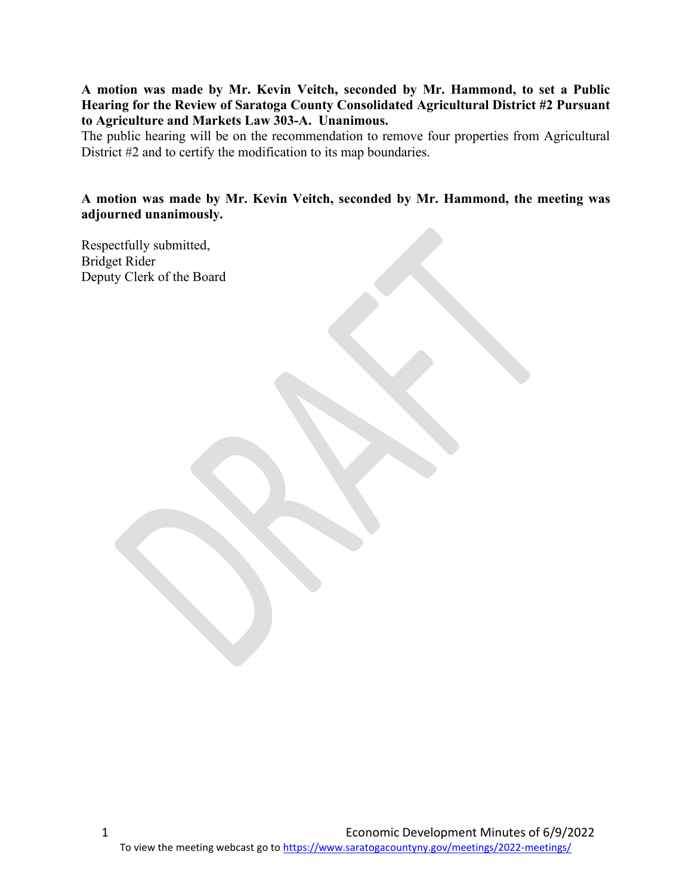**A motion was made by Mr. Kevin Veitch, seconded by Mr. Hammond, to set a Public Hearing for the Review of Saratoga County Consolidated Agricultural District #2 Pursuant to Agriculture and Markets Law 303-A. Unanimous.**

The public hearing will be on the recommendation to remove four properties from Agricultural District #2 and to certify the modification to its map boundaries.

**A motion was made by Mr. Kevin Veitch, seconded by Mr. Hammond, the meeting was adjourned unanimously.**

Respectfully submitted,
Bridget Rider
Deputy Clerk of the Board